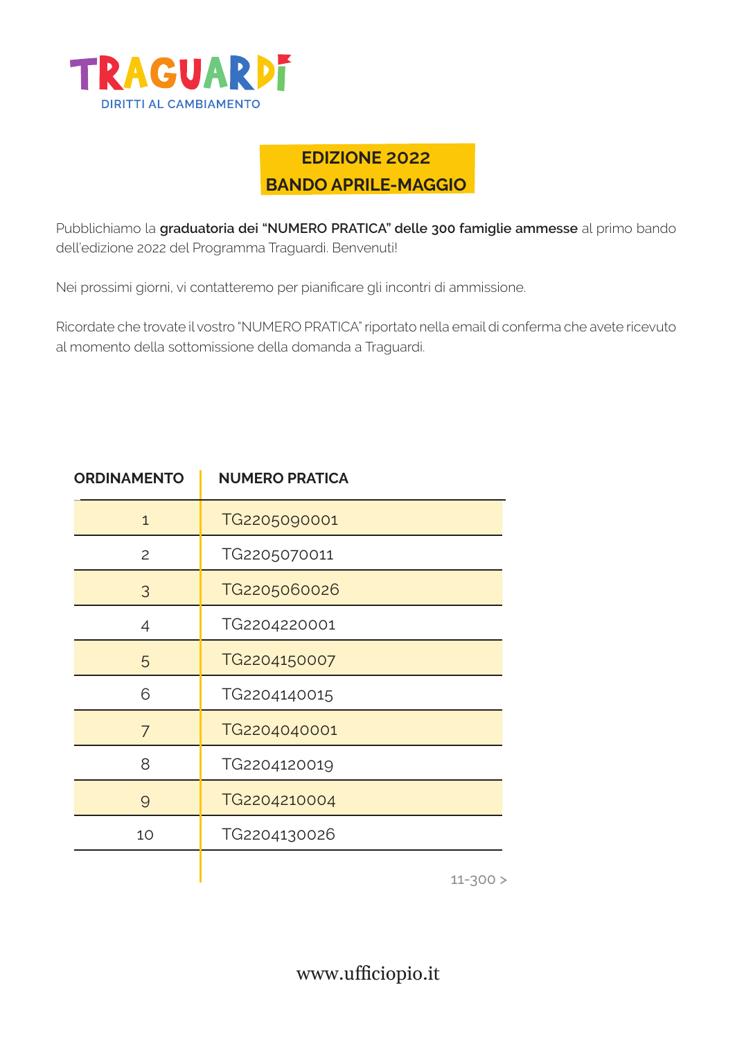# TRAGUARDI

DIRITTI AL CAMBIAMENTO

## EDIZIONE 2022
## BANDO APRILE-MAGGIO

Pubblichiamo la **graduatoria dei "NUMERO PRATICA" delle 300 famiglie ammesse** al primo bando dell'edizione 2022 del Programma Traguardi. Benvenuti!

Nei prossimi giorni, vi contatteremo per pianificare gli incontri di ammissione.

Ricordate che trovate il vostro "NUMERO PRATICA" riportato nella email di conferma che avete ricevuto al momento della sottomissione della domanda a Traguardi.

| ORDINAMENTO | NUMERO PRATICA |
| --- | --- |
| 1 | TG2205090001 |
| 2 | TG2205070011 |
| 3 | TG2205060026 |
| 4 | TG2204220001 |
| 5 | TG2204150007 |
| 6 | TG2204140015 |
| 7 | TG2204040001 |
| 8 | TG2204120019 |
| 9 | TG2204210004 |
| 10 | TG2204130026 |

11-300 >

www.ufficiopio.it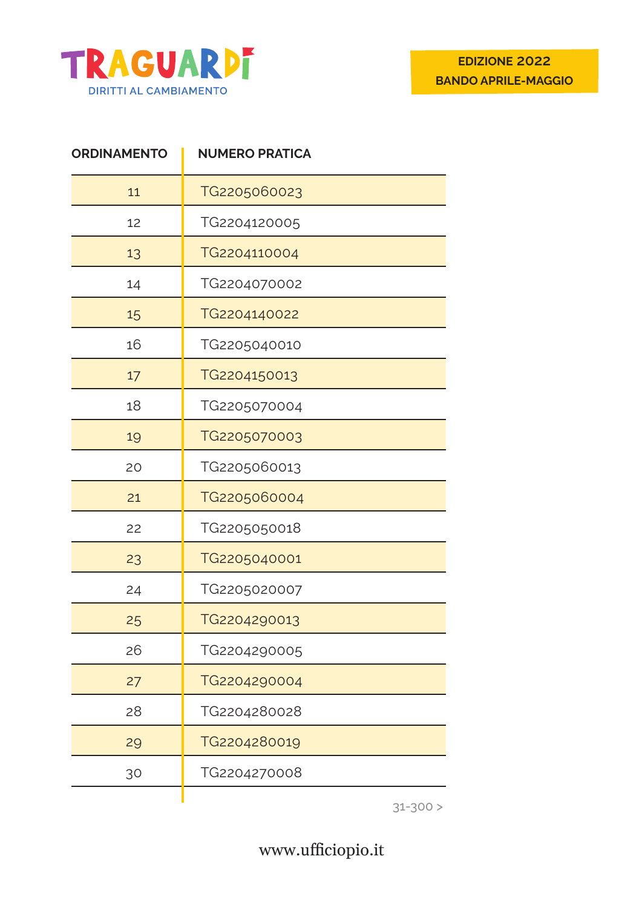TRAGUARDI

DIRITTI AL CAMBIAMENTO

**EDIZIONE 2022**
**BANDO APRILE-MAGGIO**

| ORDINAMENTO | NUMERO PRATICA |
|---|---|
| 11 | TG2205060023 |
| 12 | TG2204120005 |
| 13 | TG2204110004 |
| 14 | TG2204070002 |
| 15 | TG2204140022 |
| 16 | TG2205040010 |
| 17 | TG2204150013 |
| 18 | TG2205070004 |
| 19 | TG2205070003 |
| 20 | TG2205060013 |
| 21 | TG2205060004 |
| 22 | TG2205050018 |
| 23 | TG2205040001 |
| 24 | TG2205020007 |
| 25 | TG2204290013 |
| 26 | TG2204290005 |
| 27 | TG2204290004 |
| 28 | TG2204280028 |
| 29 | TG2204280019 |
| 30 | TG2204270008 |

31-300 >

www.ufficiopio.it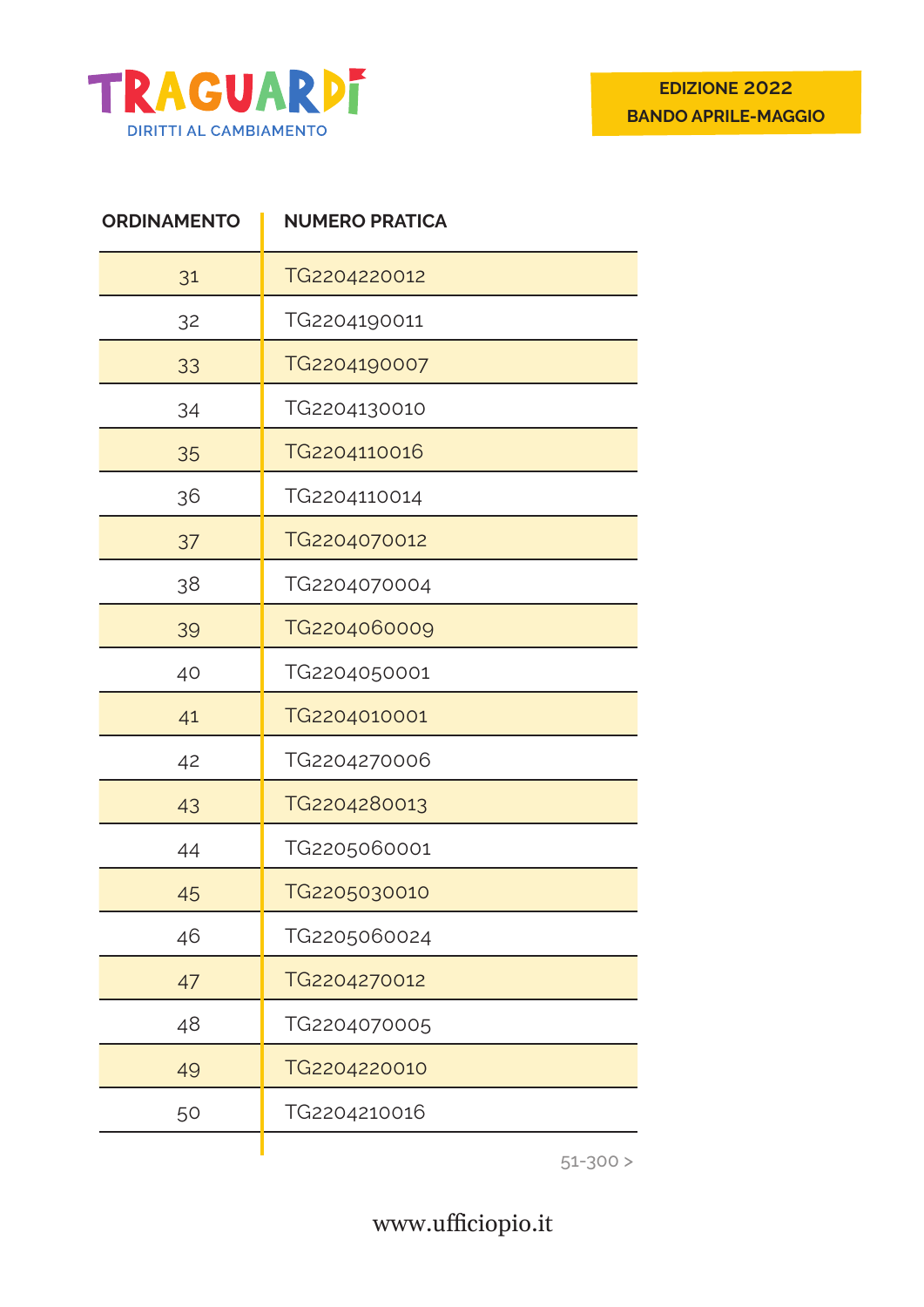TRAGUARDI
DIRITTI AL CAMBIAMENTO

EDIZIONE 2022
BANDO APRILE-MAGGIO

| ORDINAMENTO | NUMERO PRATICA |
| --- | --- |
| 31 | TG2204220012 |
| 32 | TG2204190011 |
| 33 | TG2204190007 |
| 34 | TG2204130010 |
| 35 | TG2204110016 |
| 36 | TG2204110014 |
| 37 | TG2204070012 |
| 38 | TG2204070004 |
| 39 | TG2204060009 |
| 40 | TG2204050001 |
| 41 | TG2204010001 |
| 42 | TG2204270006 |
| 43 | TG2204280013 |
| 44 | TG2205060001 |
| 45 | TG2205030010 |
| 46 | TG2205060024 |
| 47 | TG2204270012 |
| 48 | TG2204070005 |
| 49 | TG2204220010 |
| 50 | TG2204210016 |

51-300 >

www.ufficiopio.it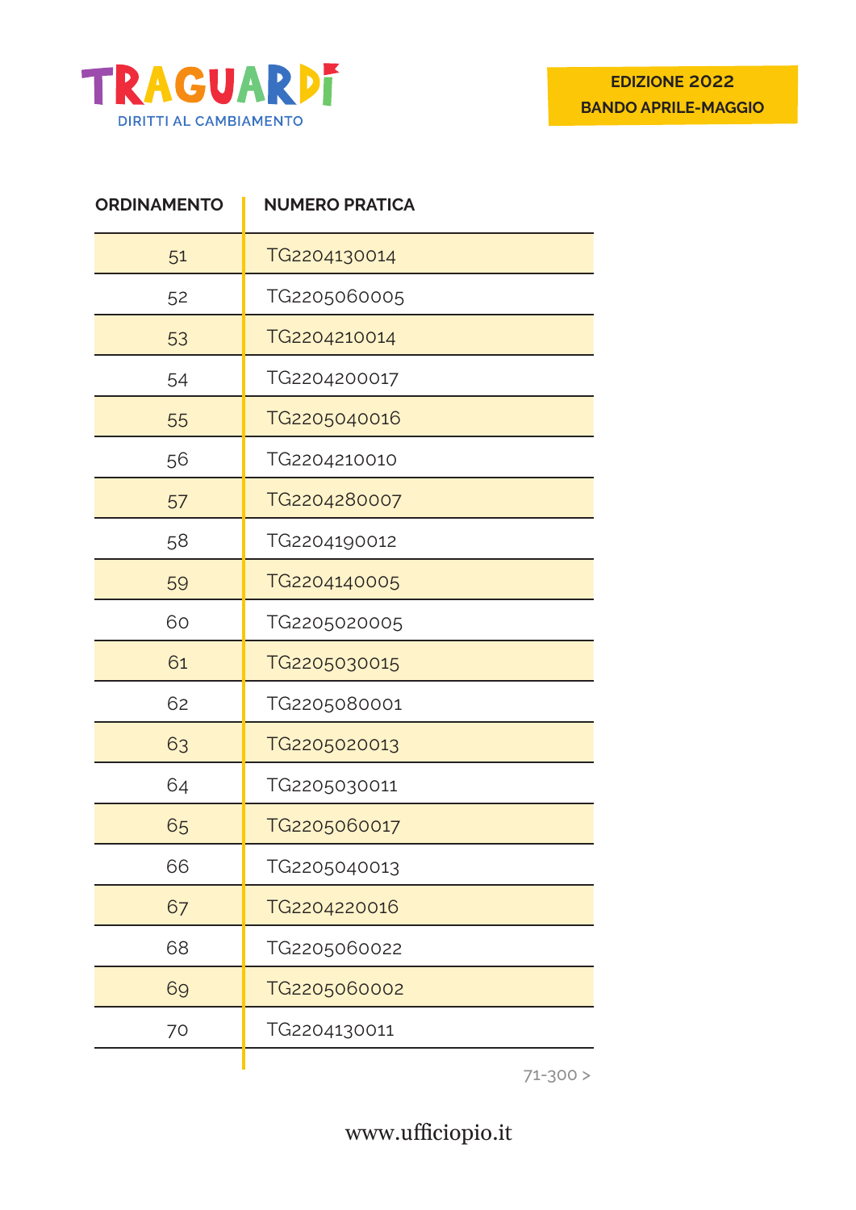TRAGUARDI
DIRITTI AL CAMBIAMENTO

**EDIZIONE 2022**
**BANDO APRILE-MAGGIO**

| ORDINAMENTO | NUMERO PRATICA |
|---|---|
| 51 | TG2204130014 |
| 52 | TG2205060005 |
| 53 | TG2204210014 |
| 54 | TG2204200017 |
| 55 | TG2205040016 |
| 56 | TG2204210010 |
| 57 | TG2204280007 |
| 58 | TG2204190012 |
| 59 | TG2204140005 |
| 60 | TG2205020005 |
| 61 | TG2205030015 |
| 62 | TG2205080001 |
| 63 | TG2205020013 |
| 64 | TG2205030011 |
| 65 | TG2205060017 |
| 66 | TG2205040013 |
| 67 | TG2204220016 |
| 68 | TG2205060022 |
| 69 | TG2205060002 |
| 70 | TG2204130011 |

71-300 >

www.ufficiopio.it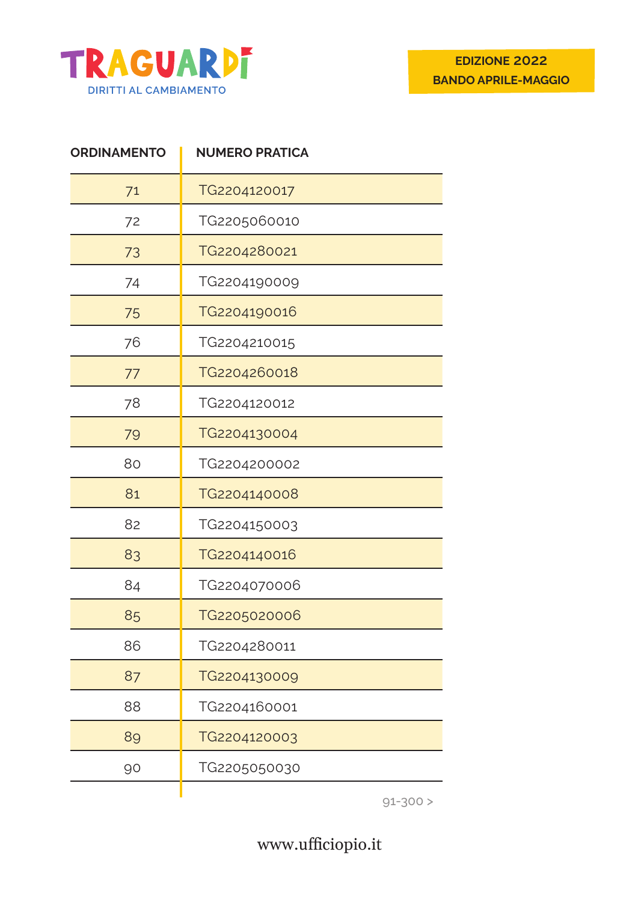TRAGUARDI
DIRITTI AL CAMBIAMENTO

**EDIZIONE 2022**
**BANDO APRILE-MAGGIO**

| ORDINAMENTO | NUMERO PRATICA |
|---|---|
| 71 | TG2204120017 |
| 72 | TG2205060010 |
| 73 | TG2204280021 |
| 74 | TG2204190009 |
| 75 | TG2204190016 |
| 76 | TG2204210015 |
| 77 | TG2204260018 |
| 78 | TG2204120012 |
| 79 | TG2204130004 |
| 80 | TG2204200002 |
| 81 | TG2204140008 |
| 82 | TG2204150003 |
| 83 | TG2204140016 |
| 84 | TG2204070006 |
| 85 | TG2205020006 |
| 86 | TG2204280011 |
| 87 | TG2204130009 |
| 88 | TG2204160001 |
| 89 | TG2204120003 |
| 90 | TG2205050030 |

91-300 >

www.ufficiopio.it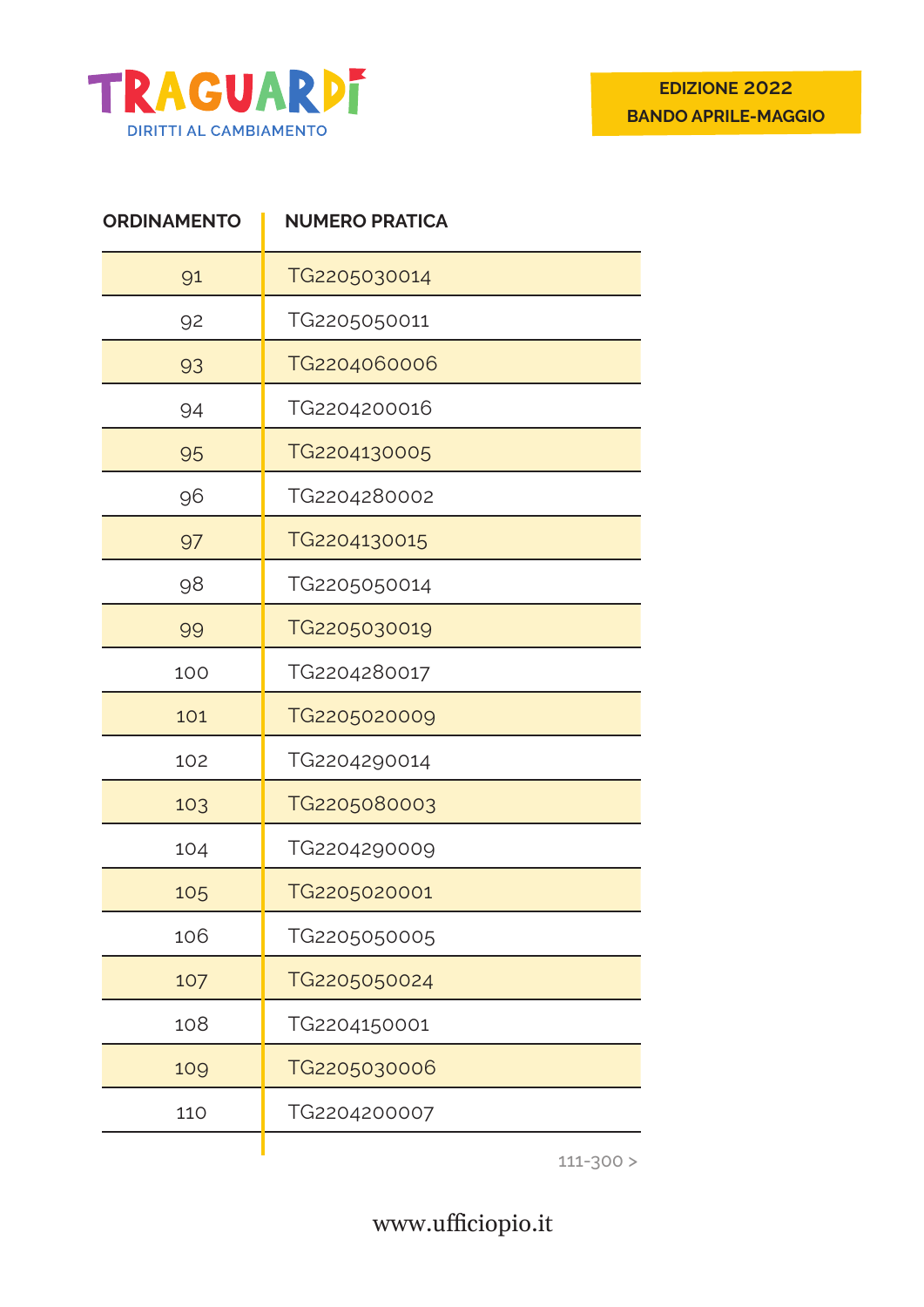TRAGUARDI
DIRITTI AL CAMBIAMENTO

EDIZIONE 2022
BANDO APRILE-MAGGIO

| ORDINAMENTO | NUMERO PRATICA |
|---|---|
| 91 | TG2205030014 |
| 92 | TG2205050011 |
| 93 | TG2204060006 |
| 94 | TG2204200016 |
| 95 | TG2204130005 |
| 96 | TG2204280002 |
| 97 | TG2204130015 |
| 98 | TG2205050014 |
| 99 | TG2205030019 |
| 100 | TG2204280017 |
| 101 | TG2205020009 |
| 102 | TG2204290014 |
| 103 | TG2205080003 |
| 104 | TG2204290009 |
| 105 | TG2205020001 |
| 106 | TG2205050005 |
| 107 | TG2205050024 |
| 108 | TG2204150001 |
| 109 | TG2205030006 |
| 110 | TG2204200007 |

111-300 >

www.ufficiopio.it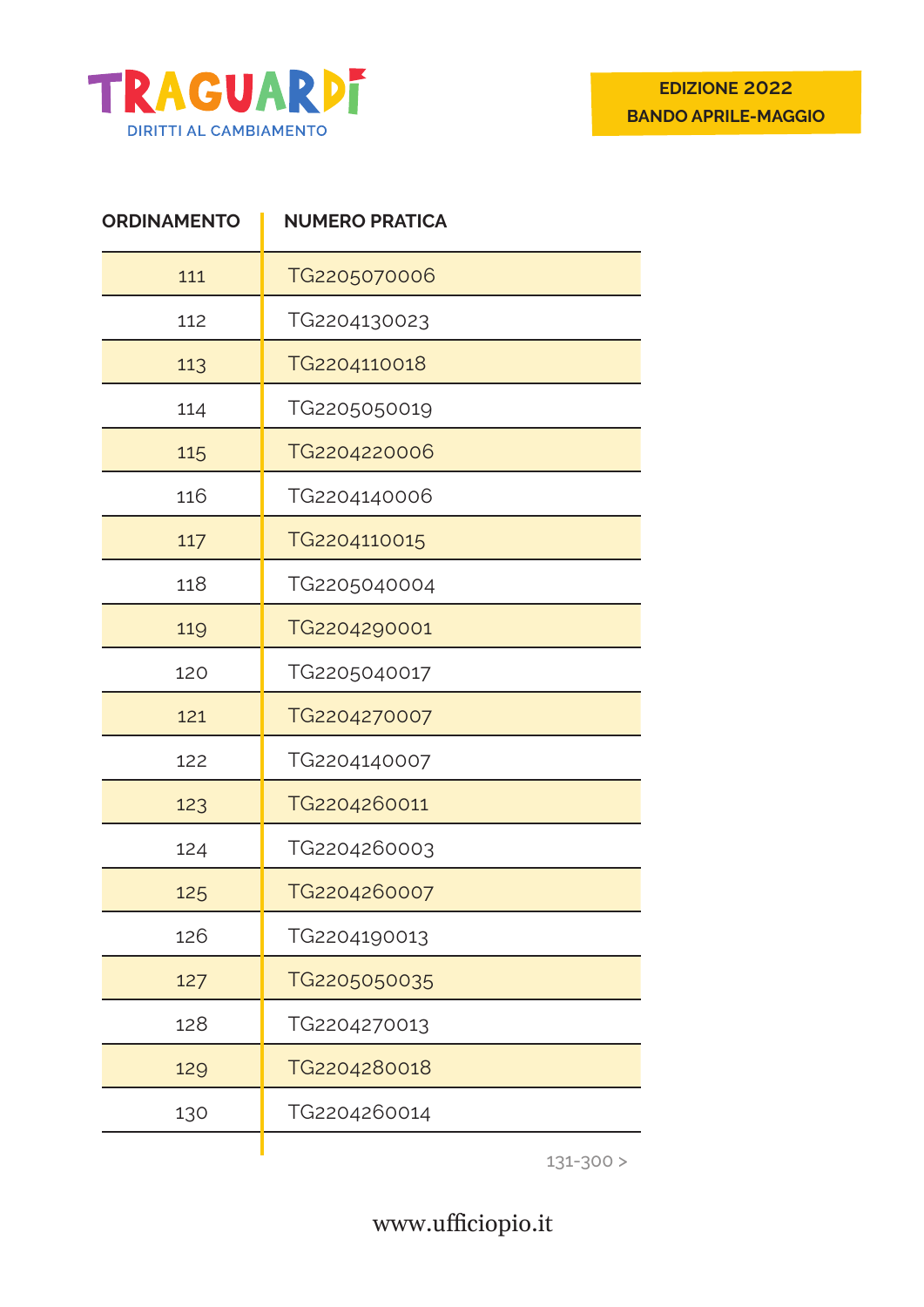TRAGUARDI

DIRITTI AL CAMBIAMENTO

**EDIZIONE 2022**
**BANDO APRILE-MAGGIO**

| ORDINAMENTO | NUMERO PRATICA |
|---|---|
| 111 | TG2205070006 |
| 112 | TG2204130023 |
| 113 | TG2204110018 |
| 114 | TG2205050019 |
| 115 | TG2204220006 |
| 116 | TG2204140006 |
| 117 | TG2204110015 |
| 118 | TG2205040004 |
| 119 | TG2204290001 |
| 120 | TG2205040017 |
| 121 | TG2204270007 |
| 122 | TG2204140007 |
| 123 | TG2204260011 |
| 124 | TG2204260003 |
| 125 | TG2204260007 |
| 126 | TG2204190013 |
| 127 | TG2205050035 |
| 128 | TG2204270013 |
| 129 | TG2204280018 |
| 130 | TG2204260014 |

131-300 >

www.ufficiopio.it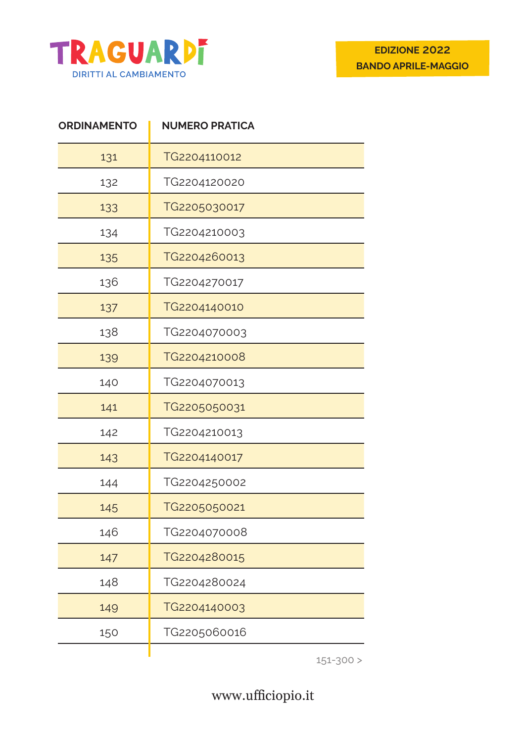TRAGUARDI
DIRITTI AL CAMBIAMENTO

EDIZIONE 2022
BANDO APRILE-MAGGIO

| ORDINAMENTO | NUMERO PRATICA |
|---|---|
| 131 | TG2204110012 |
| 132 | TG2204120020 |
| 133 | TG2205030017 |
| 134 | TG2204210003 |
| 135 | TG2204260013 |
| 136 | TG2204270017 |
| 137 | TG2204140010 |
| 138 | TG2204070003 |
| 139 | TG2204210008 |
| 140 | TG2204070013 |
| 141 | TG2205050031 |
| 142 | TG2204210013 |
| 143 | TG2204140017 |
| 144 | TG2204250002 |
| 145 | TG2205050021 |
| 146 | TG2204070008 |
| 147 | TG2204280015 |
| 148 | TG2204280024 |
| 149 | TG2204140003 |
| 150 | TG2205060016 |

151-300 >

www.ufficiopio.it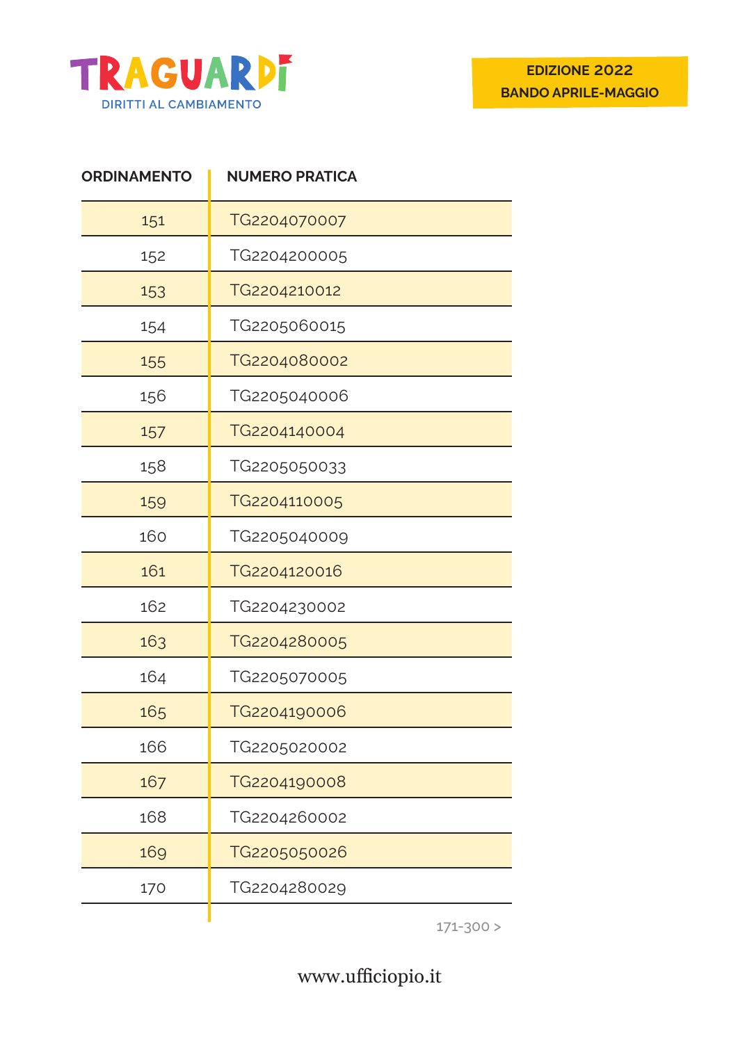TRAGUARDI

DIRITTI AL CAMBIAMENTO

**EDIZIONE 2022**
**BANDO APRILE-MAGGIO**

| ORDINAMENTO | NUMERO PRATICA |
|---|---|
| 151 | TG2204070007 |
| 152 | TG2204200005 |
| 153 | TG2204210012 |
| 154 | TG2205060015 |
| 155 | TG2204080002 |
| 156 | TG2205040006 |
| 157 | TG2204140004 |
| 158 | TG2205050033 |
| 159 | TG2204110005 |
| 160 | TG2205040009 |
| 161 | TG2204120016 |
| 162 | TG2204230002 |
| 163 | TG2204280005 |
| 164 | TG2205070005 |
| 165 | TG2204190006 |
| 166 | TG2205020002 |
| 167 | TG2204190008 |
| 168 | TG2204260002 |
| 169 | TG2205050026 |
| 170 | TG2204280029 |

171-300 >

www.ufficiopio.it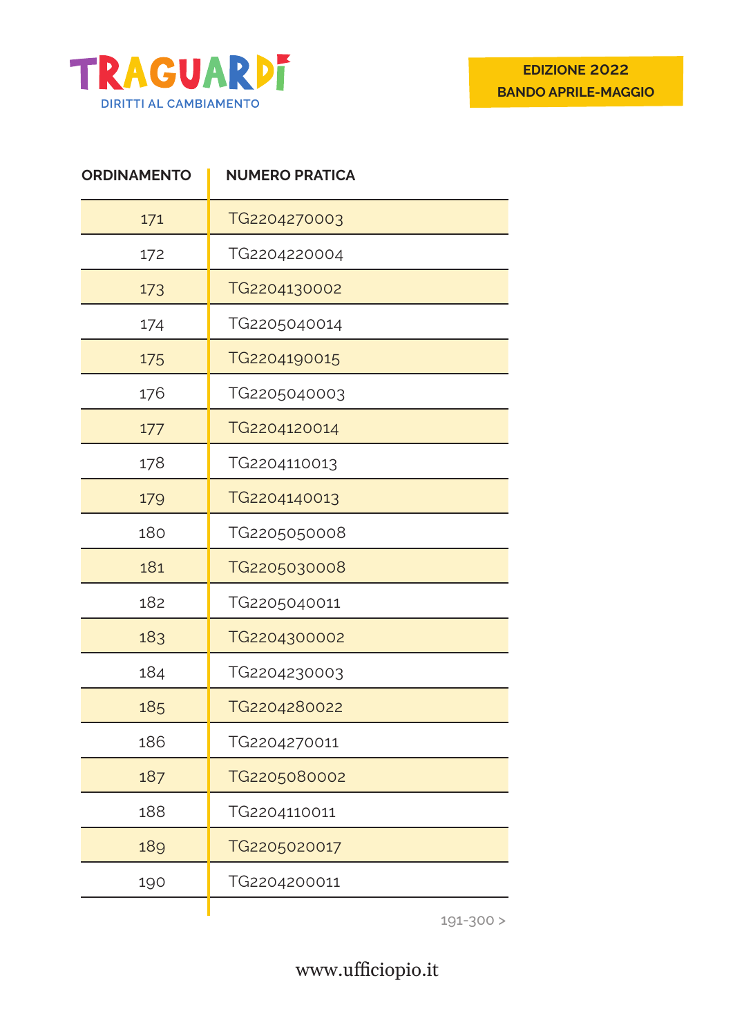TRAGUARDI
DIRITTI AL CAMBIAMENTO

**EDIZIONE 2022**
**BANDO APRILE-MAGGIO**

| ORDINAMENTO | NUMERO PRATICA |
|---|---|
| 171 | TG2204270003 |
| 172 | TG2204220004 |
| 173 | TG2204130002 |
| 174 | TG2205040014 |
| 175 | TG2204190015 |
| 176 | TG2205040003 |
| 177 | TG2204120014 |
| 178 | TG2204110013 |
| 179 | TG2204140013 |
| 180 | TG2205050008 |
| 181 | TG2205030008 |
| 182 | TG2205040011 |
| 183 | TG2204300002 |
| 184 | TG2204230003 |
| 185 | TG2204280022 |
| 186 | TG2204270011 |
| 187 | TG2205080002 |
| 188 | TG2204110011 |
| 189 | TG2205020017 |
| 190 | TG2204200011 |

191-300 >

www.ufficiopio.it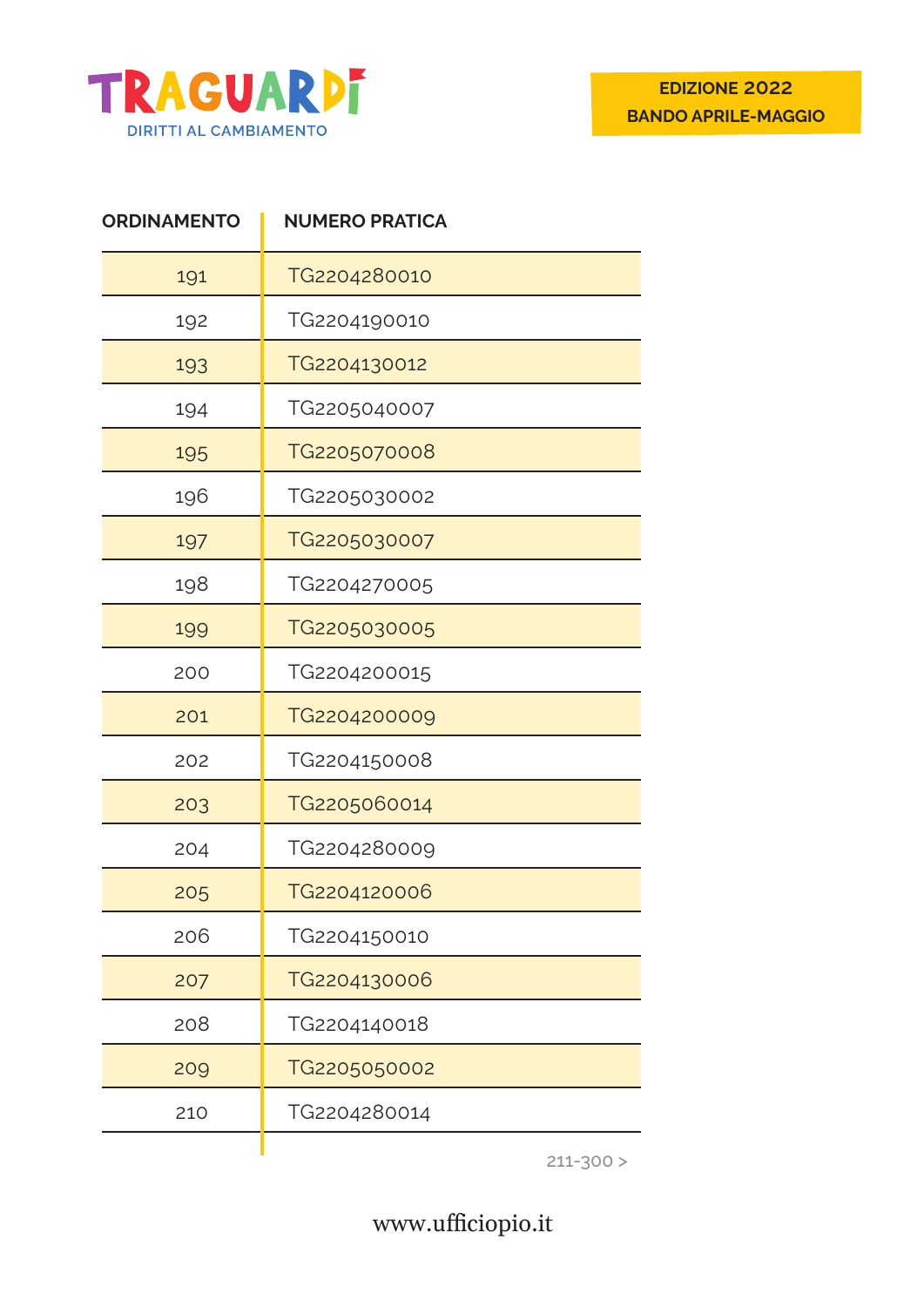TRAGUARDI
DIRITTI AL CAMBIAMENTO

**EDIZIONE 2022**
**BANDO APRILE-MAGGIO**

| ORDINAMENTO | NUMERO PRATICA |
|---|---|
| 191 | TG2204280010 |
| 192 | TG2204190010 |
| 193 | TG2204130012 |
| 194 | TG2205040007 |
| 195 | TG2205070008 |
| 196 | TG2205030002 |
| 197 | TG2205030007 |
| 198 | TG2204270005 |
| 199 | TG2205030005 |
| 200 | TG2204200015 |
| 201 | TG2204200009 |
| 202 | TG2204150008 |
| 203 | TG2205060014 |
| 204 | TG2204280009 |
| 205 | TG2204120006 |
| 206 | TG2204150010 |
| 207 | TG2204130006 |
| 208 | TG2204140018 |
| 209 | TG2205050002 |
| 210 | TG2204280014 |

211-300 >

www.ufficiopio.it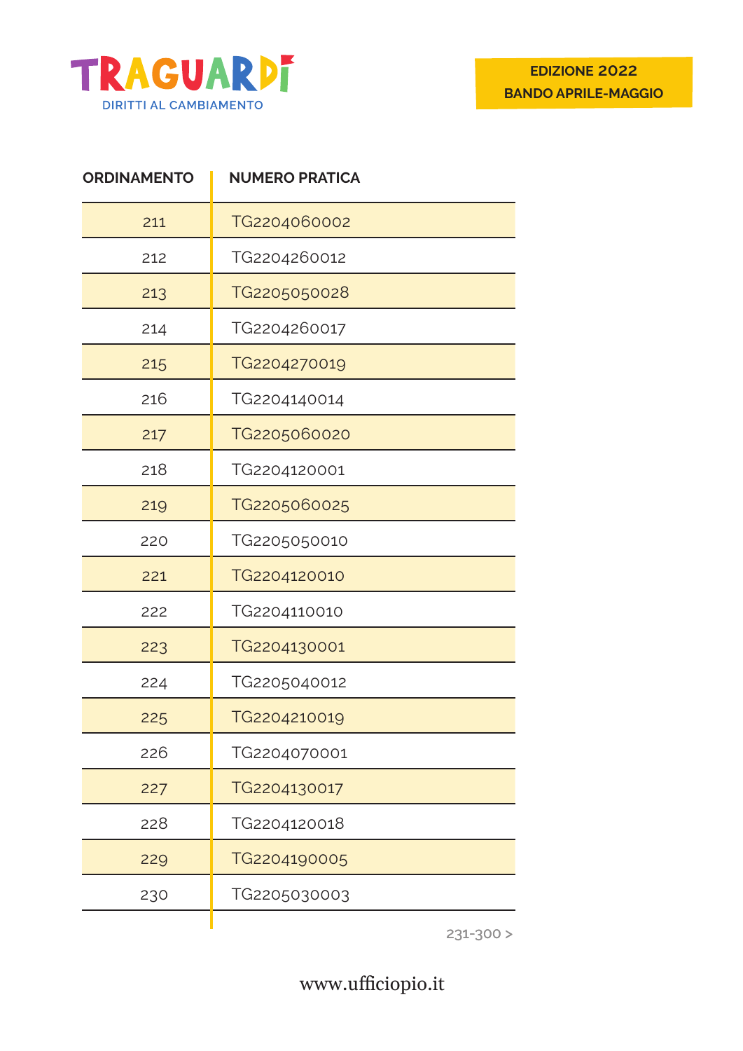TRAGUARDI
DIRITTI AL CAMBIAMENTO

**EDIZIONE 2022**
**BANDO APRILE-MAGGIO**

| ORDINAMENTO | NUMERO PRATICA |
|---|---|
| 211 | TG2204060002 |
| 212 | TG2204260012 |
| 213 | TG2205050028 |
| 214 | TG2204260017 |
| 215 | TG2204270019 |
| 216 | TG2204140014 |
| 217 | TG2205060020 |
| 218 | TG2204120001 |
| 219 | TG2205060025 |
| 220 | TG2205050010 |
| 221 | TG2204120010 |
| 222 | TG2204110010 |
| 223 | TG2204130001 |
| 224 | TG2205040012 |
| 225 | TG2204210019 |
| 226 | TG2204070001 |
| 227 | TG2204130017 |
| 228 | TG2204120018 |
| 229 | TG2204190005 |
| 230 | TG2205030003 |

231-300 >

www.ufficiopio.it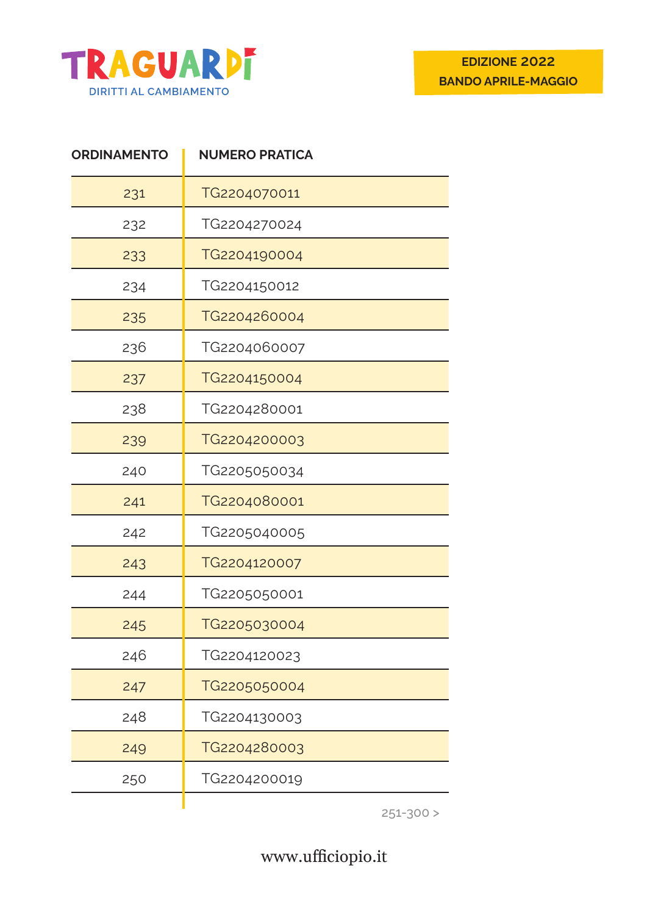TRAGUARDI
DIRITTI AL CAMBIAMENTO

**EDIZIONE 2022**
**BANDO APRILE-MAGGIO**

| ORDINAMENTO | NUMERO PRATICA |
|---|---|
| 231 | TG2204070011 |
| 232 | TG2204270024 |
| 233 | TG2204190004 |
| 234 | TG2204150012 |
| 235 | TG2204260004 |
| 236 | TG2204060007 |
| 237 | TG2204150004 |
| 238 | TG2204280001 |
| 239 | TG2204200003 |
| 240 | TG2205050034 |
| 241 | TG2204080001 |
| 242 | TG2205040005 |
| 243 | TG2204120007 |
| 244 | TG2205050001 |
| 245 | TG2205030004 |
| 246 | TG2204120023 |
| 247 | TG2205050004 |
| 248 | TG2204130003 |
| 249 | TG2204280003 |
| 250 | TG2204200019 |

251-300 >

www.ufficiopio.it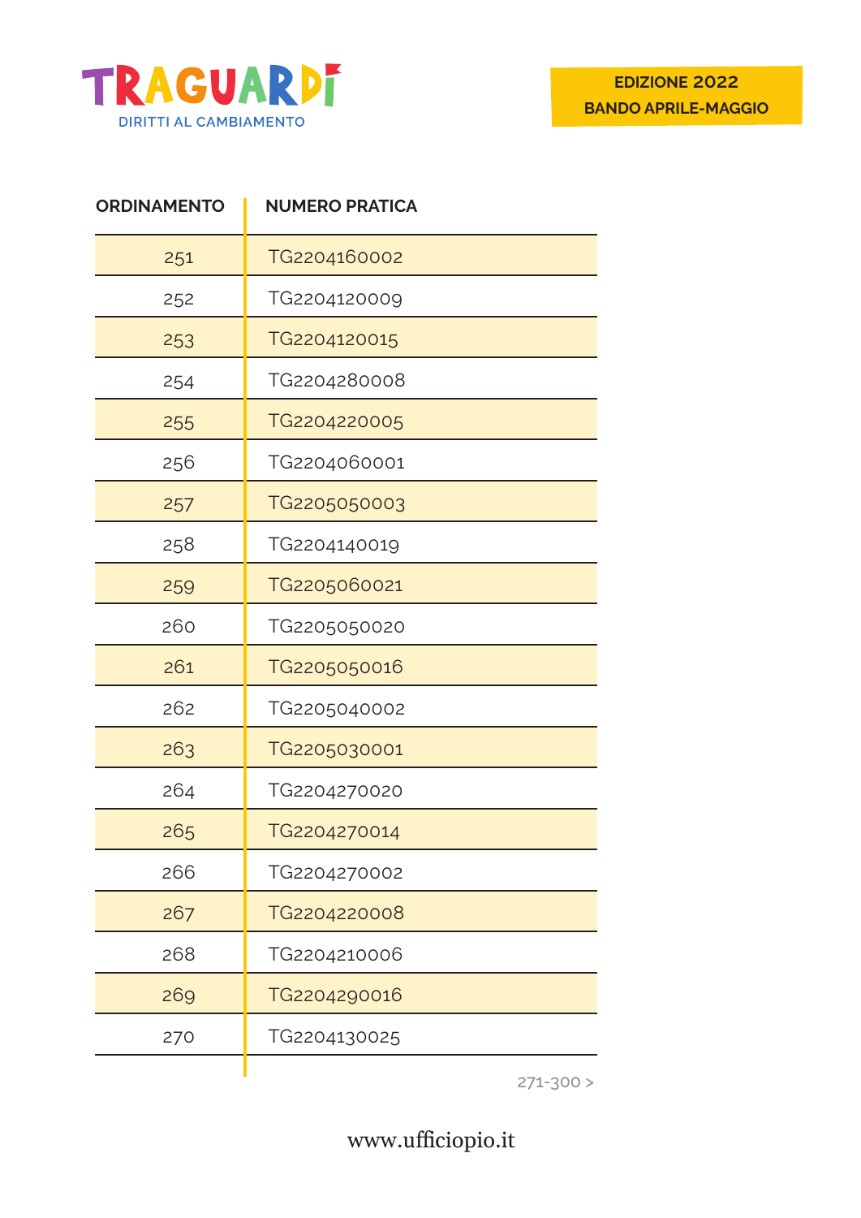TRAGUARDI
DIRITTI AL CAMBIAMENTO

**EDIZIONE 2022**
**BANDO APRILE-MAGGIO**

| ORDINAMENTO | NUMERO PRATICA |
|---|---|
| 251 | TG2204160002 |
| 252 | TG2204120009 |
| 253 | TG2204120015 |
| 254 | TG2204280008 |
| 255 | TG2204220005 |
| 256 | TG2204060001 |
| 257 | TG2205050003 |
| 258 | TG2204140019 |
| 259 | TG2205060021 |
| 260 | TG2205050020 |
| 261 | TG2205050016 |
| 262 | TG2205040002 |
| 263 | TG2205030001 |
| 264 | TG2204270020 |
| 265 | TG2204270014 |
| 266 | TG2204270002 |
| 267 | TG2204220008 |
| 268 | TG2204210006 |
| 269 | TG2204290016 |
| 270 | TG2204130025 |

271-300 >

www.ufficiopio.it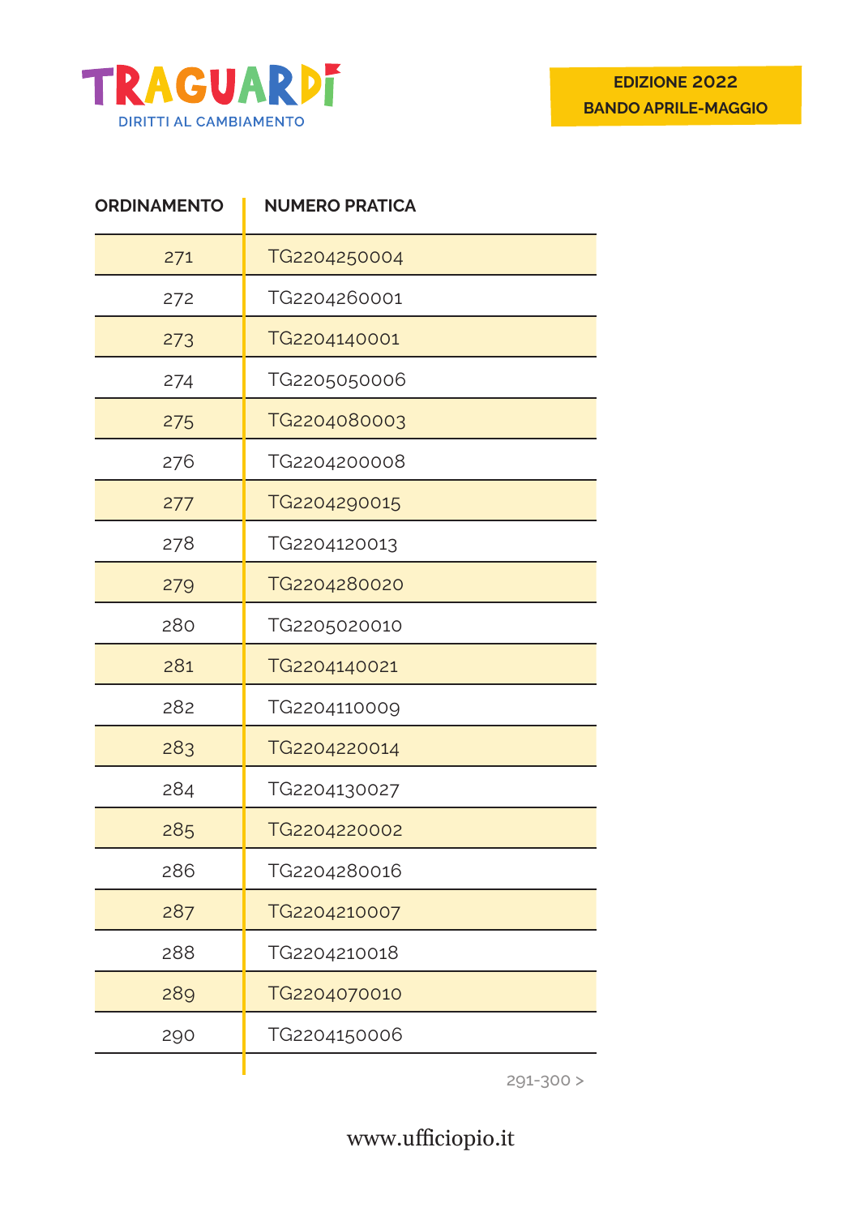TRAGUARDI
DIRITTI AL CAMBIAMENTO

**EDIZIONE 2022**
**BANDO APRILE-MAGGIO**

| ORDINAMENTO | NUMERO PRATICA |
|---|---|
| 271 | TG2204250004 |
| 272 | TG2204260001 |
| 273 | TG2204140001 |
| 274 | TG2205050006 |
| 275 | TG2204080003 |
| 276 | TG2204200008 |
| 277 | TG2204290015 |
| 278 | TG2204120013 |
| 279 | TG2204280020 |
| 280 | TG2205020010 |
| 281 | TG2204140021 |
| 282 | TG2204110009 |
| 283 | TG2204220014 |
| 284 | TG2204130027 |
| 285 | TG2204220002 |
| 286 | TG2204280016 |
| 287 | TG2204210007 |
| 288 | TG2204210018 |
| 289 | TG2204070010 |
| 290 | TG2204150006 |

291-300 >

www.ufficiopio.it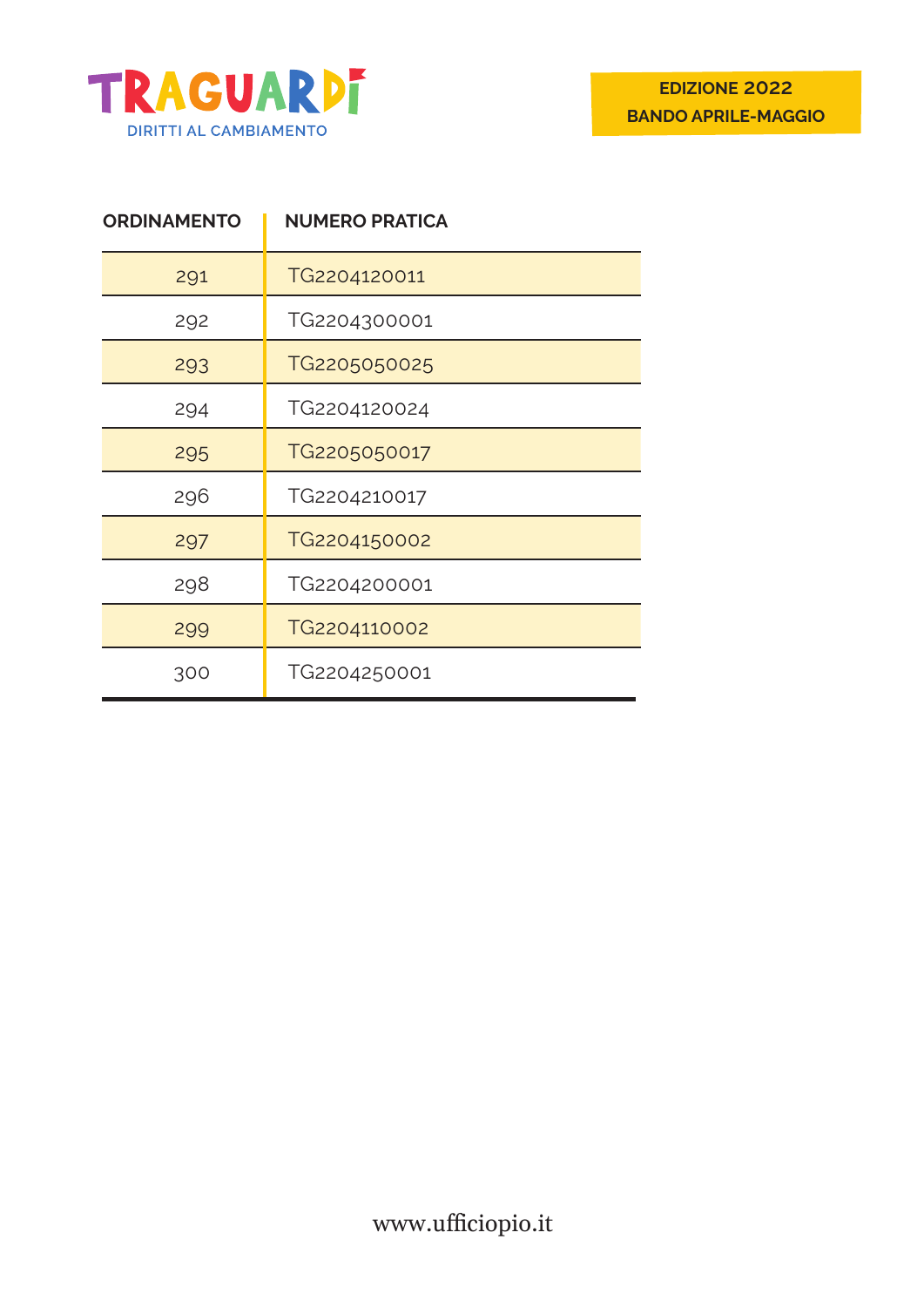TRAGUARDI

DIRITTI AL CAMBIAMENTO

**EDIZIONE 2022**
**BANDO APRILE-MAGGIO**

| ORDINAMENTO | NUMERO PRATICA |
|---|---|
| 291 | TG2204120011 |
| 292 | TG2204300001 |
| 293 | TG2205050025 |
| 294 | TG2204120024 |
| 295 | TG2205050017 |
| 296 | TG2204210017 |
| 297 | TG2204150002 |
| 298 | TG2204200001 |
| 299 | TG2204110002 |
| 300 | TG2204250001 |

www.ufficiopio.it